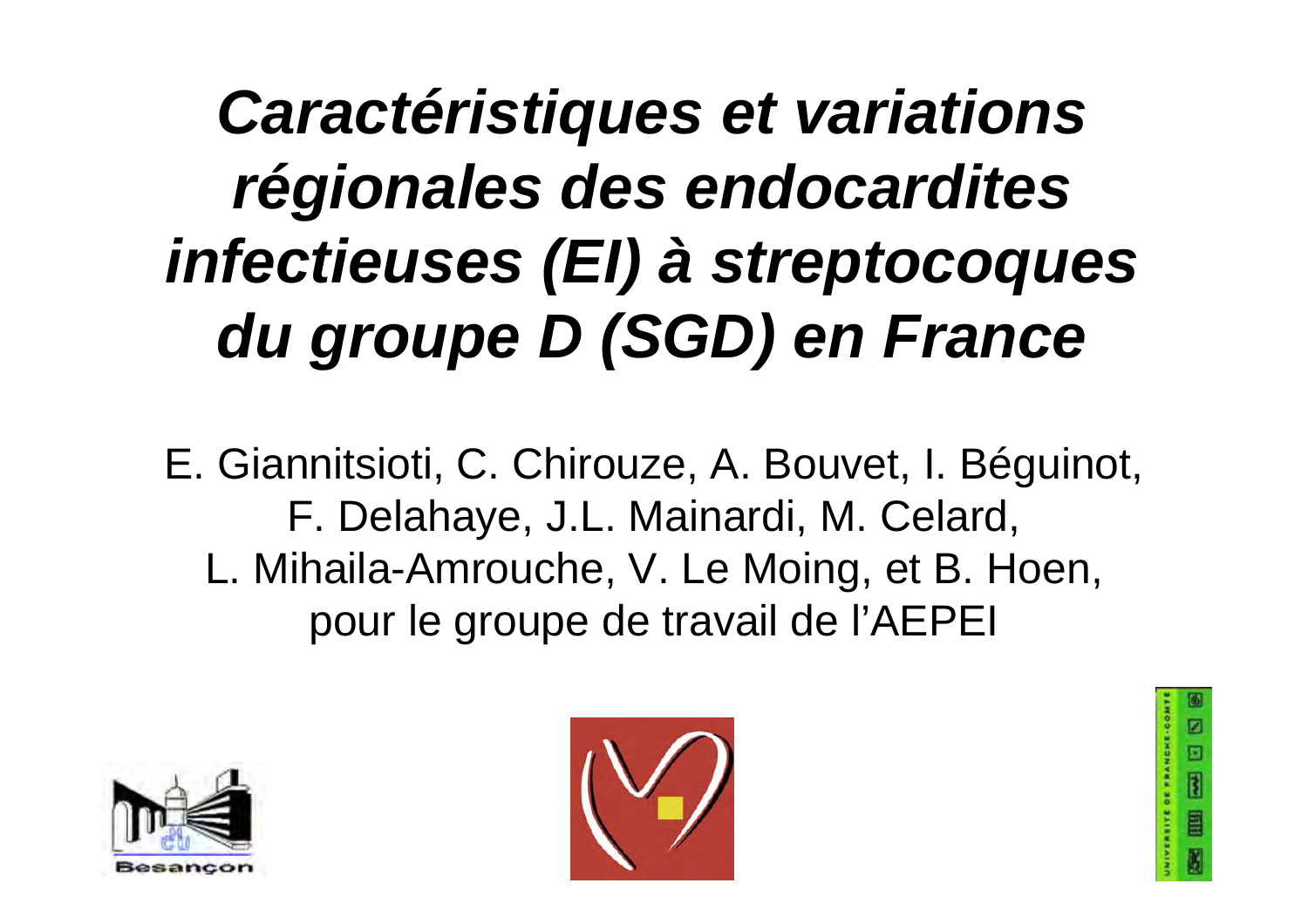# *Caractéristiques et variations régionales des endocardites infectieuses (EI) à streptocoques du groupe D (SGD) en France*

E. Giannitsioti, C. Chirouze, A. Bouvet, I. Béguinot, F. Delahaye, J.L. Mainardi, M. Celard, L. Mihaila-Amrouche, V. Le Moing, et B. Hoen, pour le groupe de travail de l'AEPEI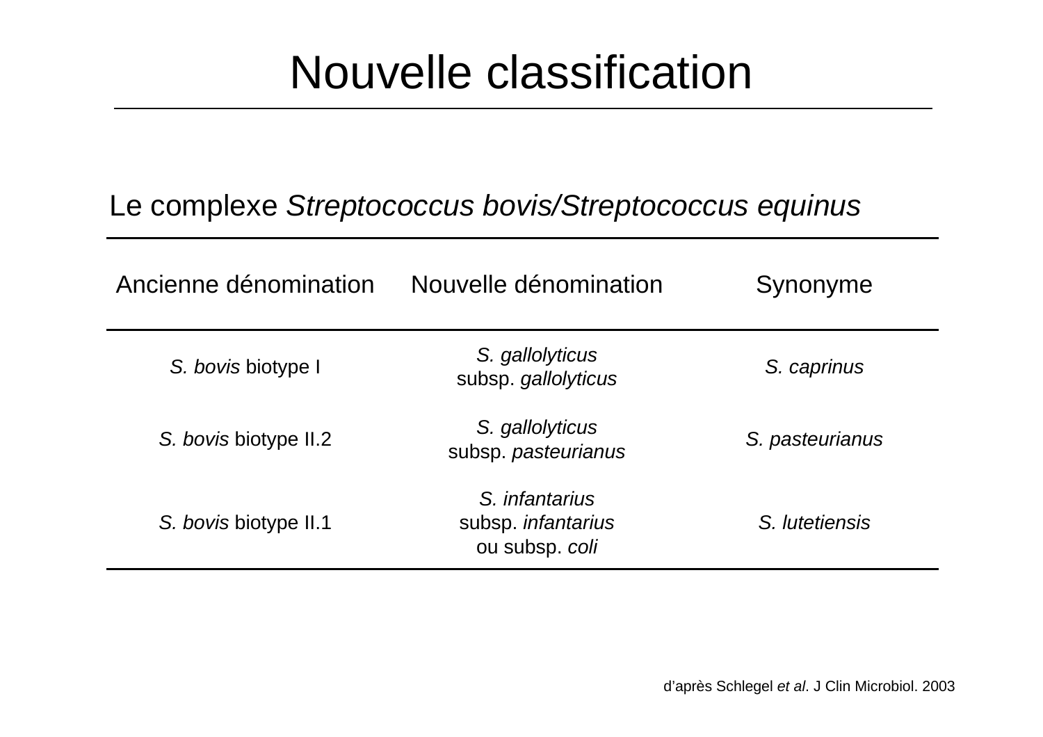# Nouvelle classification

Le complexe *Streptococcus bovis/Streptococcus equinus*

| Ancienne dénomination | Nouvelle dénomination | Synonyme |
|---|---|---|
| *S. bovis* biotype I | *S. gallolyticus* subsp. *gallolyticus* | *S. caprinus* |
| *S. bovis* biotype II.2 | *S. gallolyticus* subsp. *pasteurianus* | *S. pasteurianus* |
| *S. bovis* biotype II.1 | *S. infantarius* subsp. *infantarius* ou subsp. *coli* | *S. lutetiensis* |

d'après Schlegel *et al*. J Clin Microbiol. 2003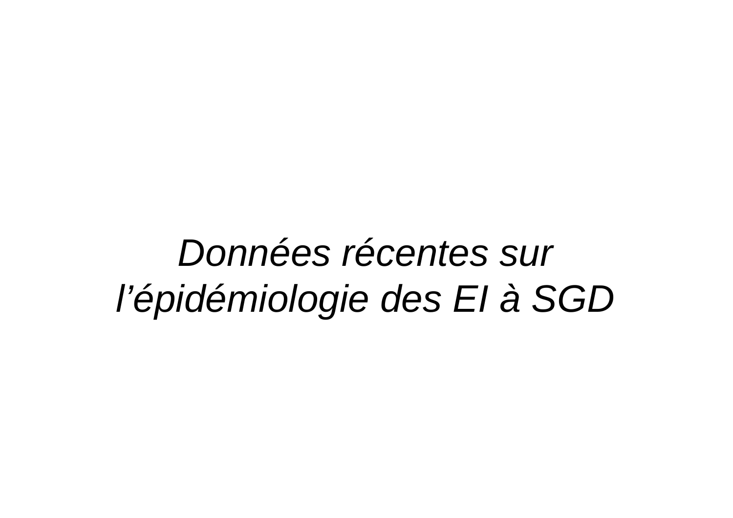*Données récentes sur l’épidémiologie des EI à SGD*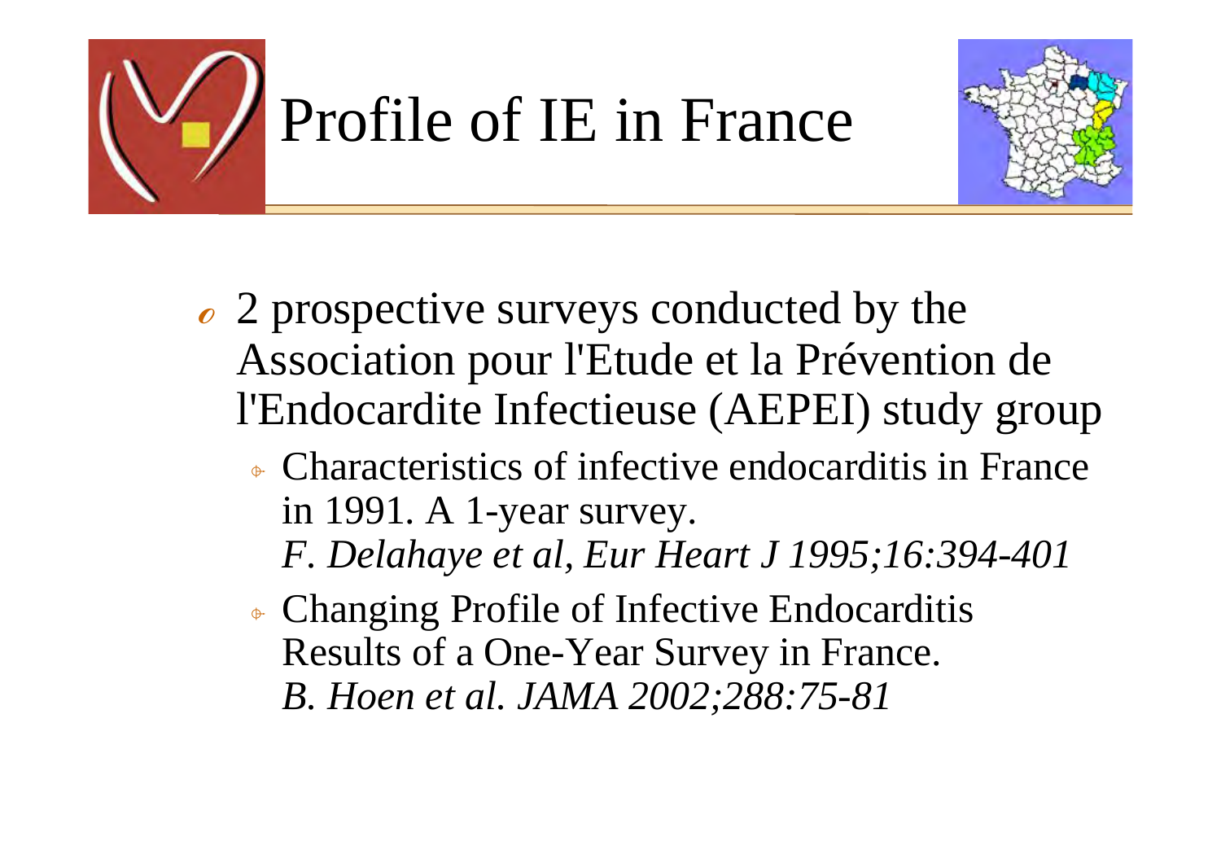# Profile of IE in France

- 2 prospective surveys conducted by the Association pour l'Etude et la Prévention de l'Endocardite Infectieuse (AEPEI) study group
  - Characteristics of infective endocarditis in France in 1991. A 1-year survey.
    *F. Delahaye et al, Eur Heart J 1995;16:394-401*
  - Changing Profile of Infective Endocarditis Results of a One-Year Survey in France.
    *B. Hoen et al. JAMA 2002;288:75-81*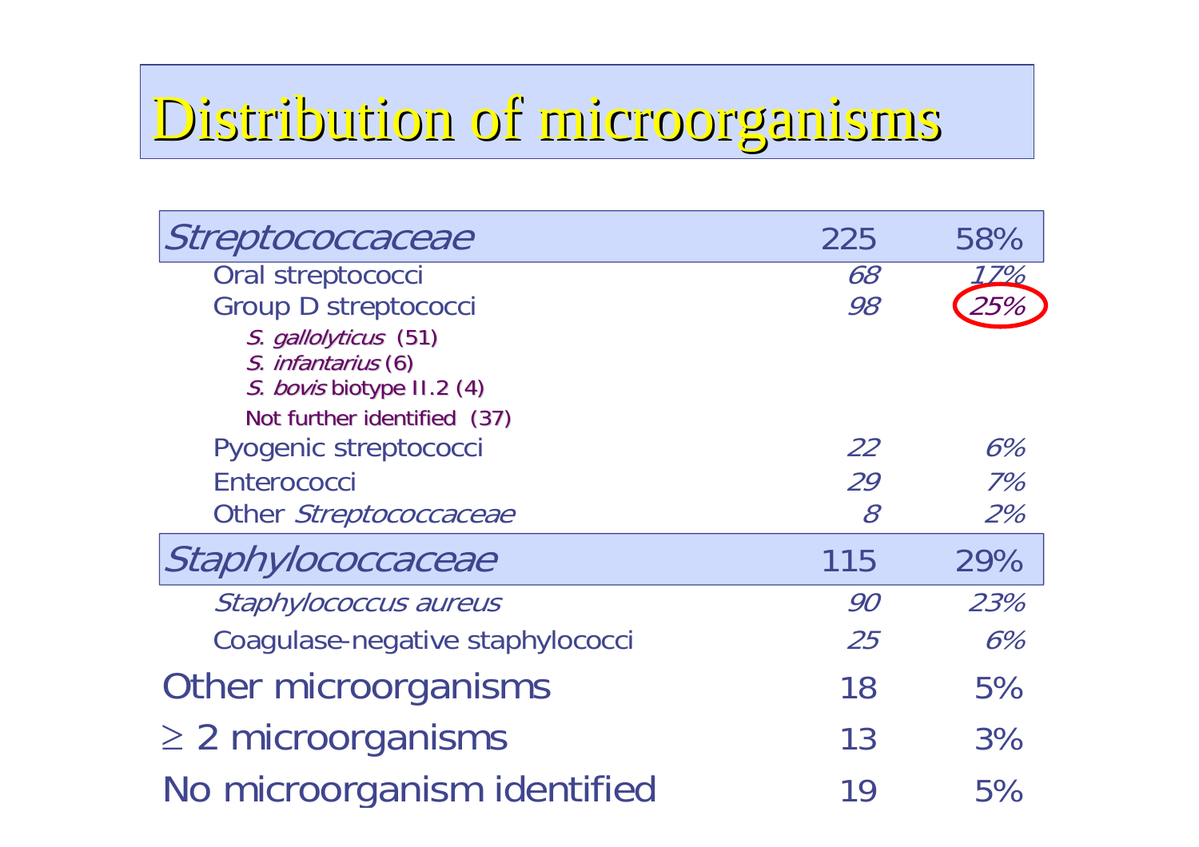# Distribution of microorganisms

| | | |
|---|---|---|
| *Streptococcaceae* | 225 | 58% |
| Oral streptococci | *68* | *17%* |
| Group D streptococci | *98* | *25%* |
| *S. gallolyticus* (51) | | |
| *S. infantarius* (6) | | |
| *S. bovis* biotype II.2 (4) | | |
| Not further identified (37) | | |
| Pyogenic streptococci | *22* | *6%* |
| Enterococci | *29* | *7%* |
| Other *Streptococcaceae* | *8* | *2%* |
| *Staphylococcaceae* | 115 | 29% |
| *Staphylococcus aureus* | *90* | *23%* |
| Coagulase-negative staphylococci | *25* | *6%* |
| Other microorganisms | 18 | 5% |
| ≥ 2 microorganisms | 13 | 3% |
| No microorganism identified | 19 | 5% |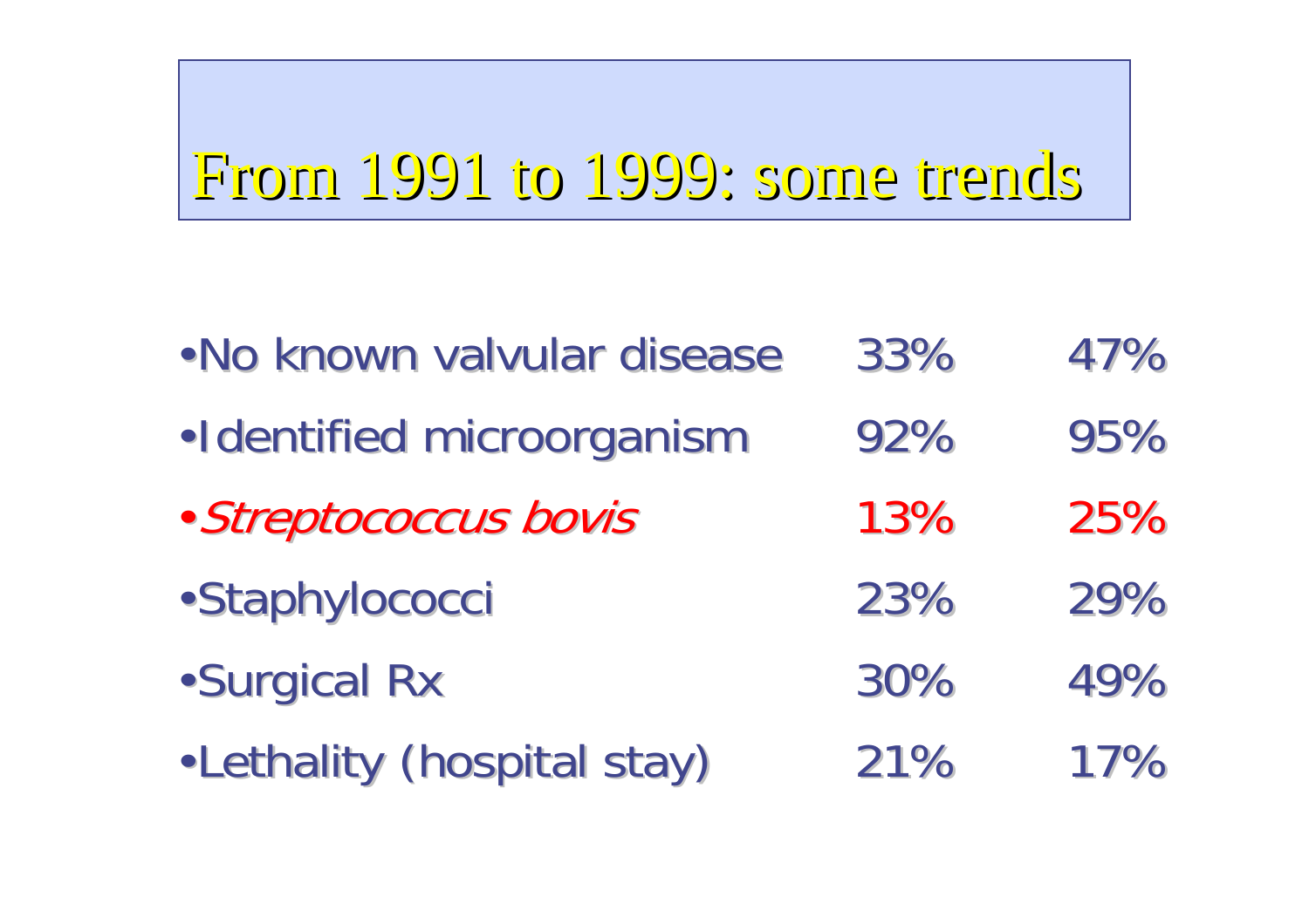# From 1991 to 1999: some trends

| | | |
|---|---|---|
| •No known valvular disease | 33% | 47% |
| •Identified microorganism | 92% | 95% |
| •*Streptococcus bovis* | 13% | 25% |
| •Staphylococci | 23% | 29% |
| •Surgical Rx | 30% | 49% |
| •Lethality (hospital stay) | 21% | 17% |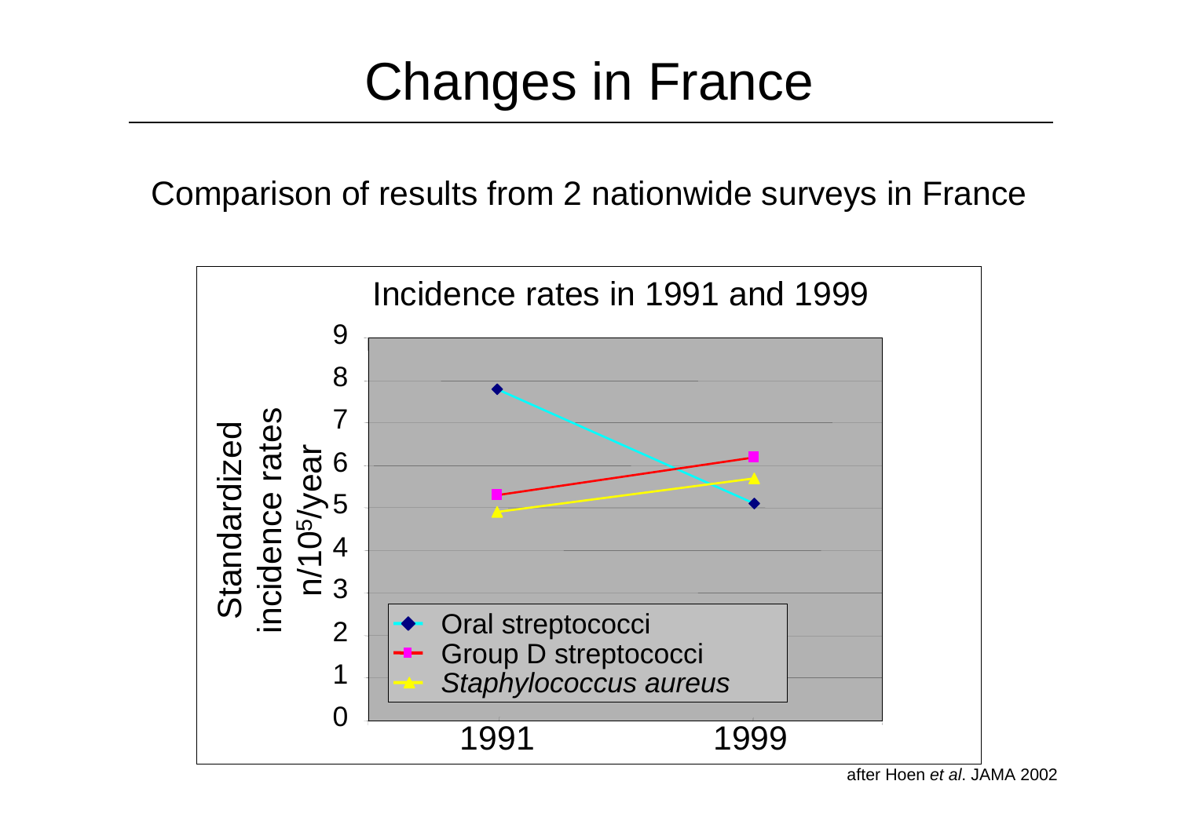# Changes in France

Comparison of results from 2 nationwide surveys in France

Incidence rates in 1991 and 1999

after Hoen *et al*. JAMA 2002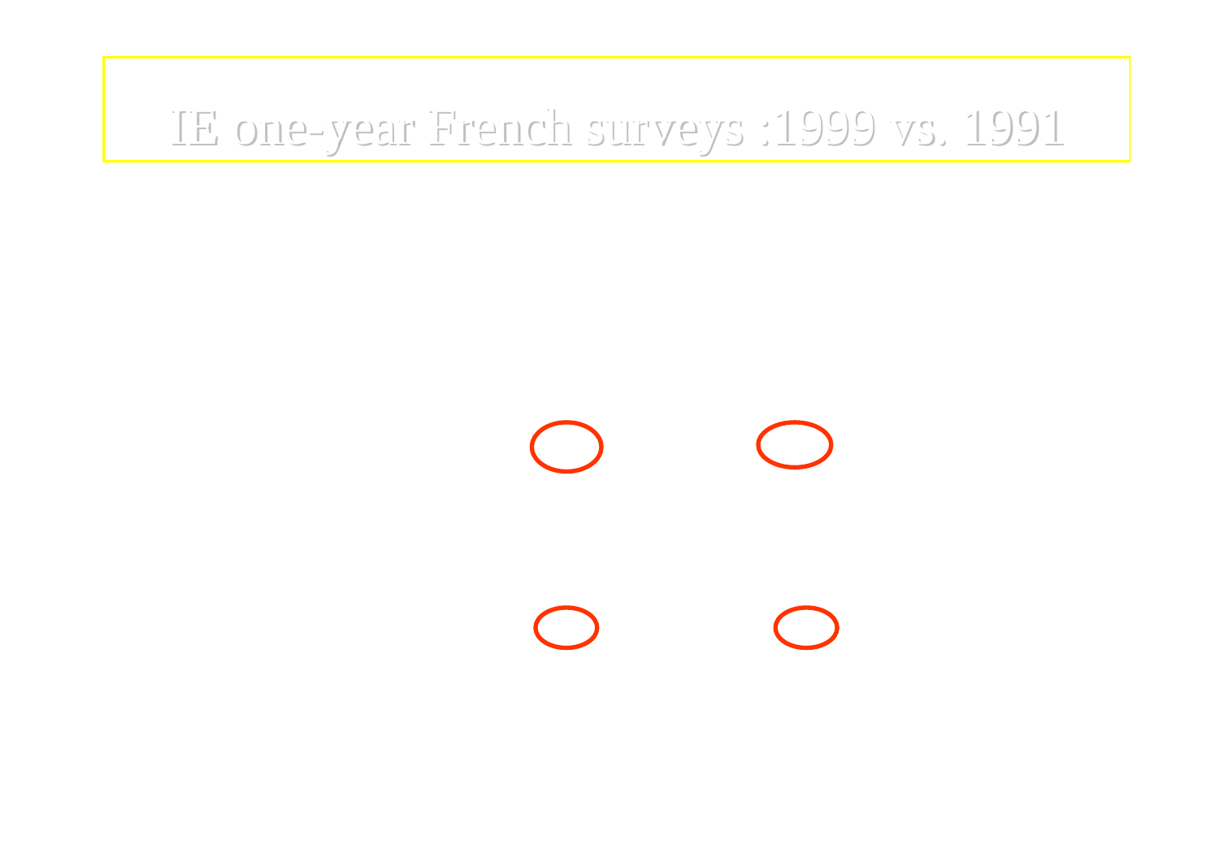# IE one-year French surveys :1999 vs. 1991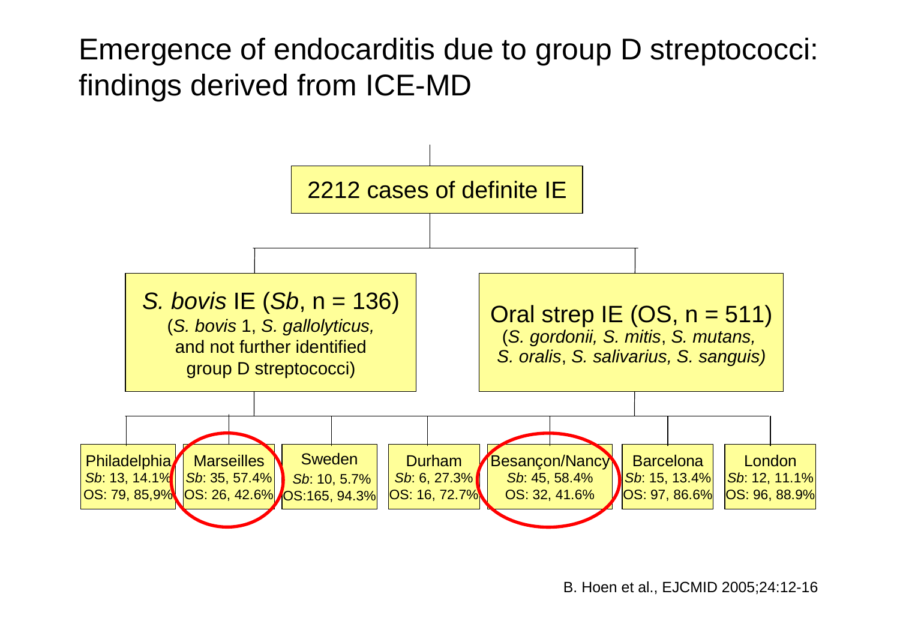# Emergence of endocarditis due to group D streptococci: findings derived from ICE-MD

2212 cases of definite IE

**S. bovis IE (Sb, n = 136)**
(*S. bovis* 1, *S. gallolyticus,* and not further identified group D streptococci)

**Oral strep IE (OS, n = 511)**
(*S. gordonii, S. mitis*, *S. mutans, S. oralis*, *S. salivarius, S. sanguis)*

| Philadelphia | Marseilles | Sweden | Durham | Besançon/Nancy | Barcelona | London |
|---|---|---|---|---|---|---|
| *Sb*: 13, 14.1% | *Sb*: 35, 57.4% | *Sb*: 10, 5.7% | *Sb*: 6, 27.3% | *Sb*: 45, 58.4% | *Sb*: 15, 13.4% | *Sb*: 12, 11.1% |
| OS: 79, 85,9% | OS: 26, 42.6% | OS:165, 94.3% | OS: 16, 72.7% | OS: 32, 41.6% | OS: 97, 86.6% | OS: 96, 88.9% |

B. Hoen et al., EJCMID 2005;24:12-16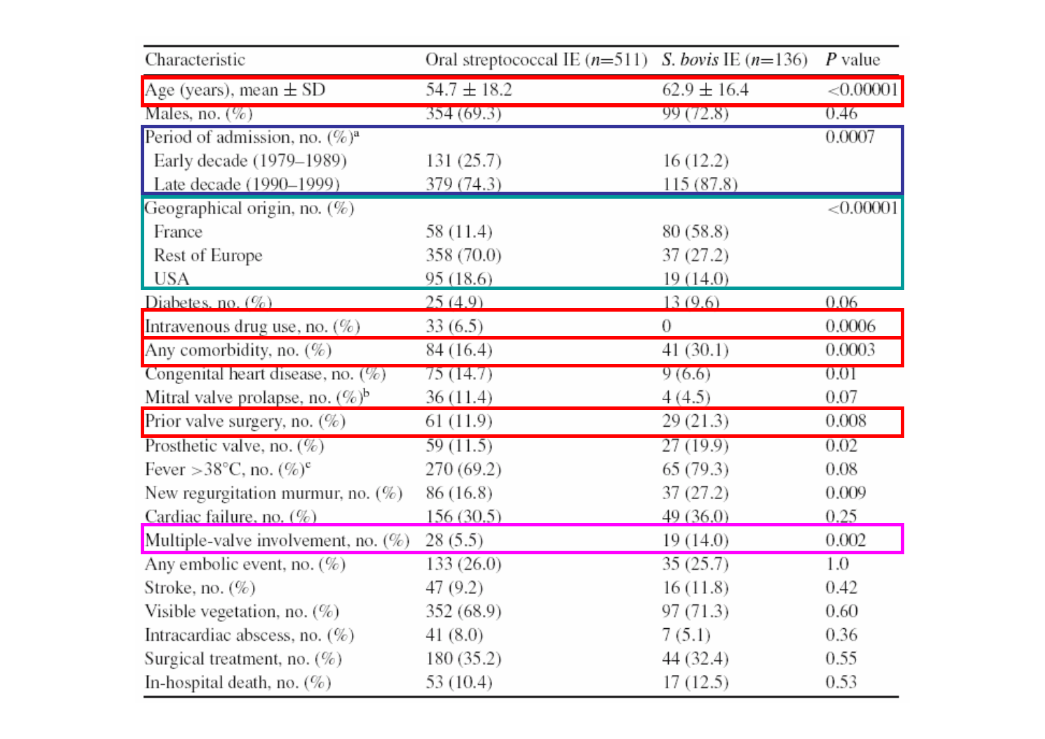| Characteristic | Oral streptococcal IE ($n$=511) | *S. bovis* IE ($n$=136) | *P* value |
|---|---|---|---|
| Age (years), mean ± SD | 54.7 ± 18.2 | 62.9 ± 16.4 | <0.00001 |
| Males, no. (%) | 354 (69.3) | 99 (72.8) | 0.46 |
| Period of admission, no. (%)[a] | | | 0.0007 |
| Early decade (1979–1989) | 131 (25.7) | 16 (12.2) | |
| Late decade (1990–1999) | 379 (74.3) | 115 (87.8) | |
| Geographical origin, no. (%) | | | <0.00001 |
| France | 58 (11.4) | 80 (58.8) | |
| Rest of Europe | 358 (70.0) | 37 (27.2) | |
| USA | 95 (18.6) | 19 (14.0) | |
| Diabetes, no. (%) | 25 (4.9) | 13 (9.6) | 0.06 |
| Intravenous drug use, no. (%) | 33 (6.5) | 0 | 0.0006 |
| Any comorbidity, no. (%) | 84 (16.4) | 41 (30.1) | 0.0003 |
| Congenital heart disease, no. (%) | 75 (14.7) | 9 (6.6) | 0.01 |
| Mitral valve prolapse, no. (%)[b] | 36 (11.4) | 4 (4.5) | 0.07 |
| Prior valve surgery, no. (%) | 61 (11.9) | 29 (21.3) | 0.008 |
| Prosthetic valve, no. (%) | 59 (11.5) | 27 (19.9) | 0.02 |
| Fever >38°C, no. (%)[c] | 270 (69.2) | 65 (79.3) | 0.08 |
| New regurgitation murmur, no. (%) | 86 (16.8) | 37 (27.2) | 0.009 |
| Cardiac failure, no. (%) | 156 (30.5) | 49 (36.0) | 0.25 |
| Multiple-valve involvement, no. (%) | 28 (5.5) | 19 (14.0) | 0.002 |
| Any embolic event, no. (%) | 133 (26.0) | 35 (25.7) | 1.0 |
| Stroke, no. (%) | 47 (9.2) | 16 (11.8) | 0.42 |
| Visible vegetation, no. (%) | 352 (68.9) | 97 (71.3) | 0.60 |
| Intracardiac abscess, no. (%) | 41 (8.0) | 7 (5.1) | 0.36 |
| Surgical treatment, no. (%) | 180 (35.2) | 44 (32.4) | 0.55 |
| In-hospital death, no. (%) | 53 (10.4) | 17 (12.5) | 0.53 |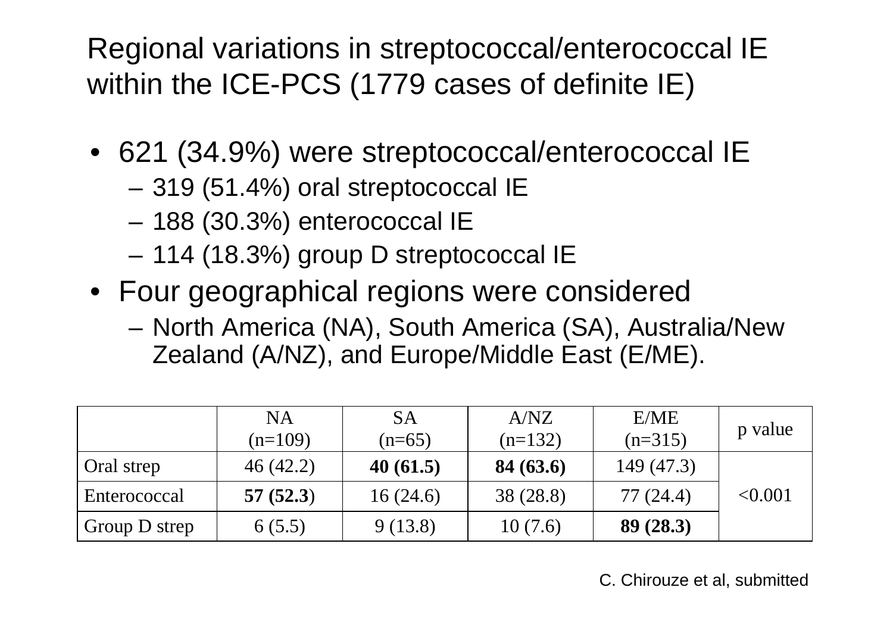# Regional variations in streptococcal/enterococcal IE within the ICE-PCS (1779 cases of definite IE)

- 621 (34.9%) were streptococcal/enterococcal IE
  - 319 (51.4%) oral streptococcal IE
  - 188 (30.3%) enterococcal IE
  - 114 (18.3%) group D streptococcal IE
- Four geographical regions were considered
  - North America (NA), South America (SA), Australia/New Zealand (A/NZ), and Europe/Middle East (E/ME).

| | NA (n=109) | SA (n=65) | A/NZ (n=132) | E/ME (n=315) | p value |
|---|---|---|---|---|---|
| Oral strep | 46 (42.2) | **40 (61.5)** | **84 (63.6)** | 149 (47.3) | <0.001 |
| Enterococcal | **57 (52.3)** | 16 (24.6) | 38 (28.8) | 77 (24.4) | |
| Group D strep | 6 (5.5) | 9 (13.8) | 10 (7.6) | **89 (28.3)** | |

C. Chirouze et al, submitted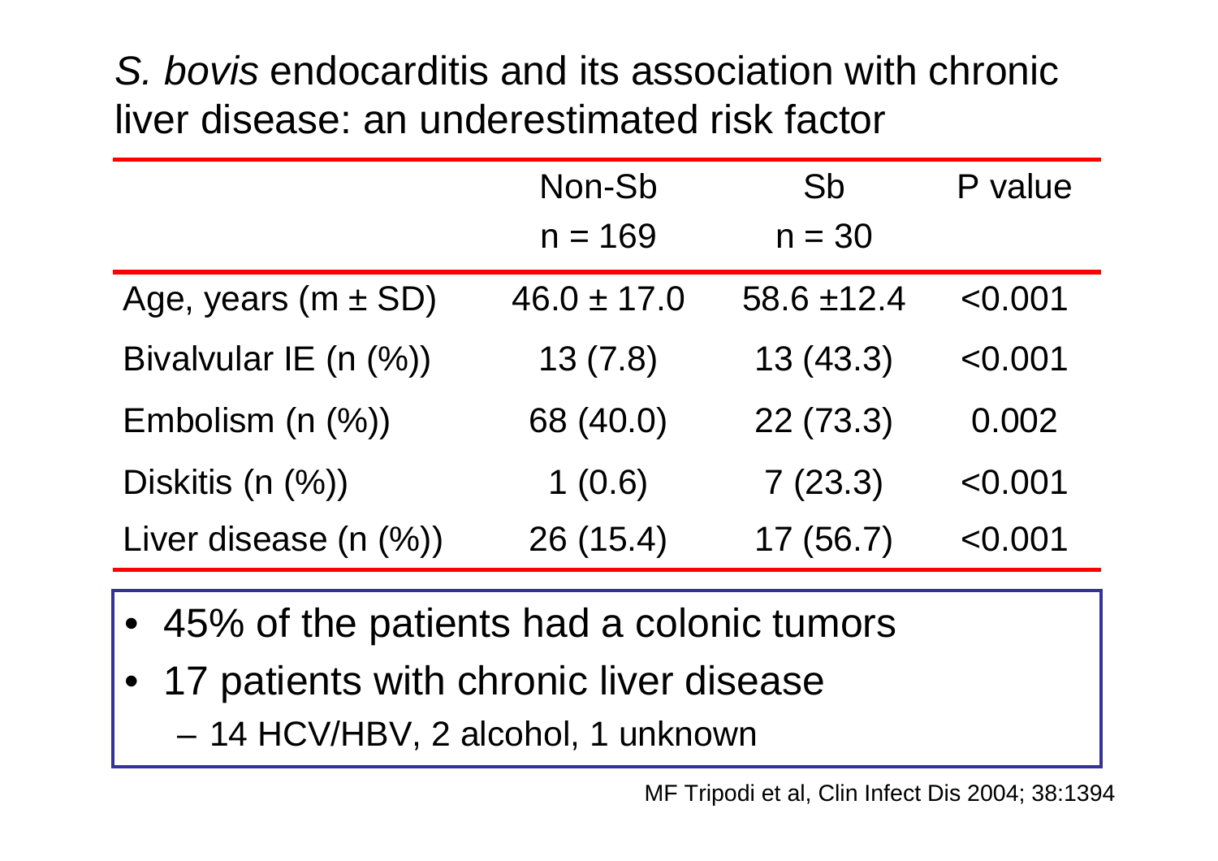# *S. bovis* endocarditis and its association with chronic liver disease: an underestimated risk factor

| | Non-Sb n = 169 | Sb n = 30 | P value |
|---|---|---|---|
| Age, years (m ± SD) | 46.0 ± 17.0 | 58.6 ±12.4 | <0.001 |
| Bivalvular IE (n (%)) | 13 (7.8) | 13 (43.3) | <0.001 |
| Embolism (n (%)) | 68 (40.0) | 22 (73.3) | 0.002 |
| Diskitis (n (%)) | 1 (0.6) | 7 (23.3) | <0.001 |
| Liver disease (n (%)) | 26 (15.4) | 17 (56.7) | <0.001 |

- 45% of the patients had a colonic tumors
- 17 patients with chronic liver disease
  - 14 HCV/HBV, 2 alcohol, 1 unknown

MF Tripodi et al, Clin Infect Dis 2004; 38:1394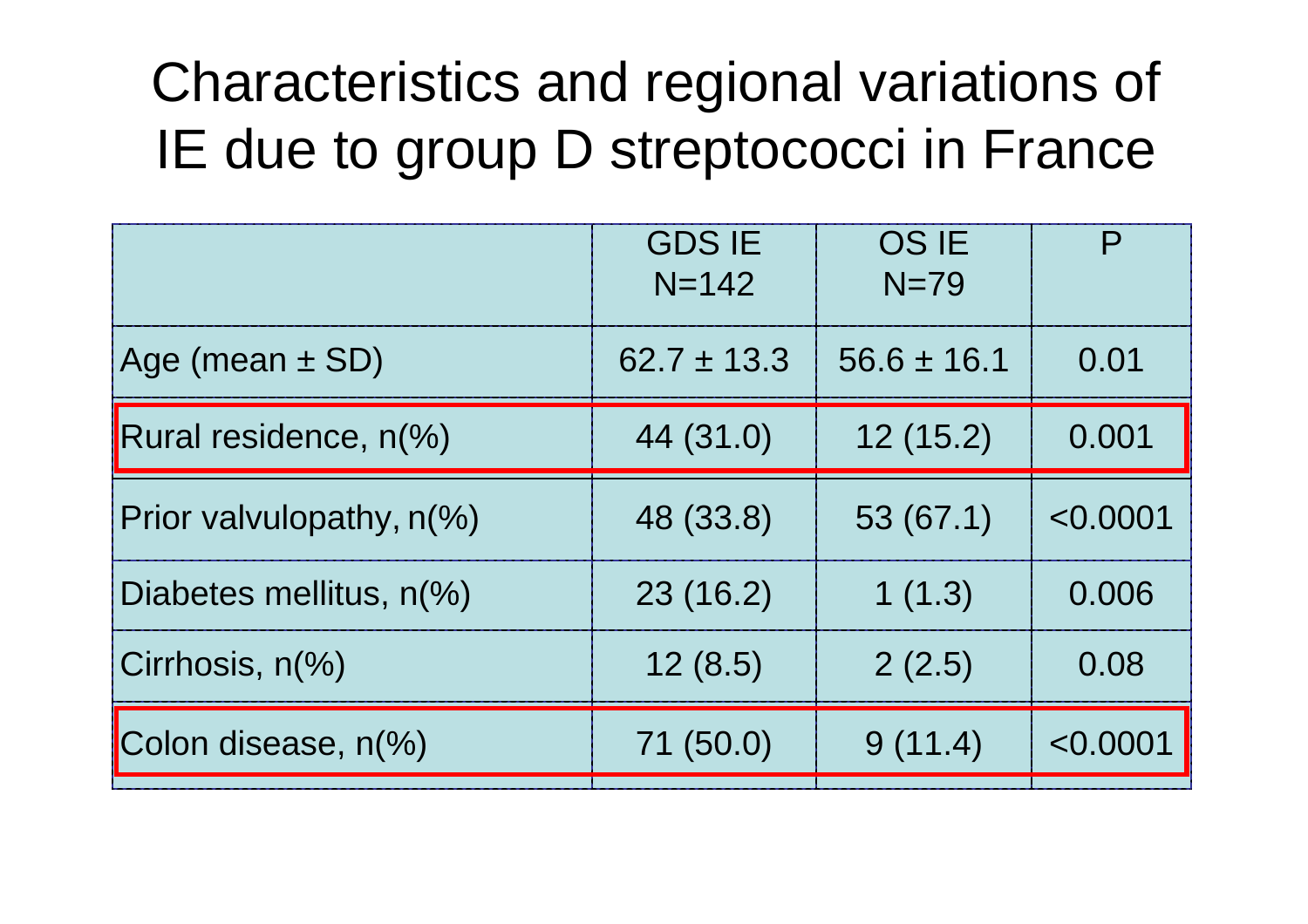# Characteristics and regional variations of IE due to group D streptococci in France

| | GDS IE N=142 | OS IE N=79 | P |
|---|---|---|---|
| Age (mean ± SD) | 62.7 ± 13.3 | 56.6 ± 16.1 | 0.01 |
| Rural residence, n(%) | 44 (31.0) | 12 (15.2) | 0.001 |
| Prior valvulopathy, n(%) | 48 (33.8) | 53 (67.1) | <0.0001 |
| Diabetes mellitus, n(%) | 23 (16.2) | 1 (1.3) | 0.006 |
| Cirrhosis, n(%) | 12 (8.5) | 2 (2.5) | 0.08 |
| Colon disease, n(%) | 71 (50.0) | 9 (11.4) | <0.0001 |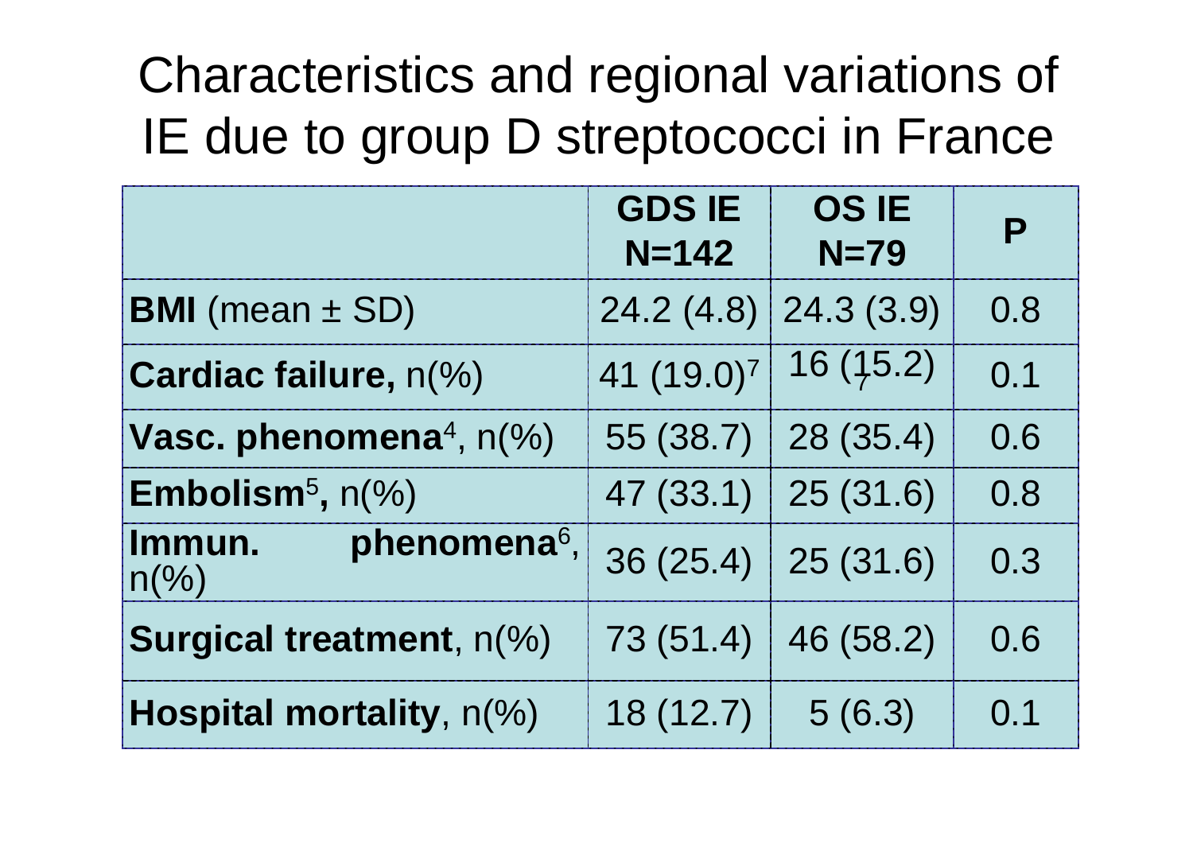# Characteristics and regional variations of IE due to group D streptococci in France

| | GDS IE N=142 | OS IE N=79 | P |
|---|---|---|---|
| **BMI** (mean ± SD) | 24.2 (4.8) | 24.3 (3.9) | 0.8 |
| **Cardiac failure,** n(%) | 41 (19.0)[7] | 16 (15.2)[7] | 0.1 |
| **Vasc. phenomena**[4], n(%) | 55 (38.7) | 28 (35.4) | 0.6 |
| **Embolism**[5]**,** n(%) | 47 (33.1) | 25 (31.6) | 0.8 |
| **Immun. phenomena**[6], n(%) | 36 (25.4) | 25 (31.6) | 0.3 |
| **Surgical treatment**, n(%) | 73 (51.4) | 46 (58.2) | 0.6 |
| **Hospital mortality**, n(%) | 18 (12.7) | 5 (6.3) | 0.1 |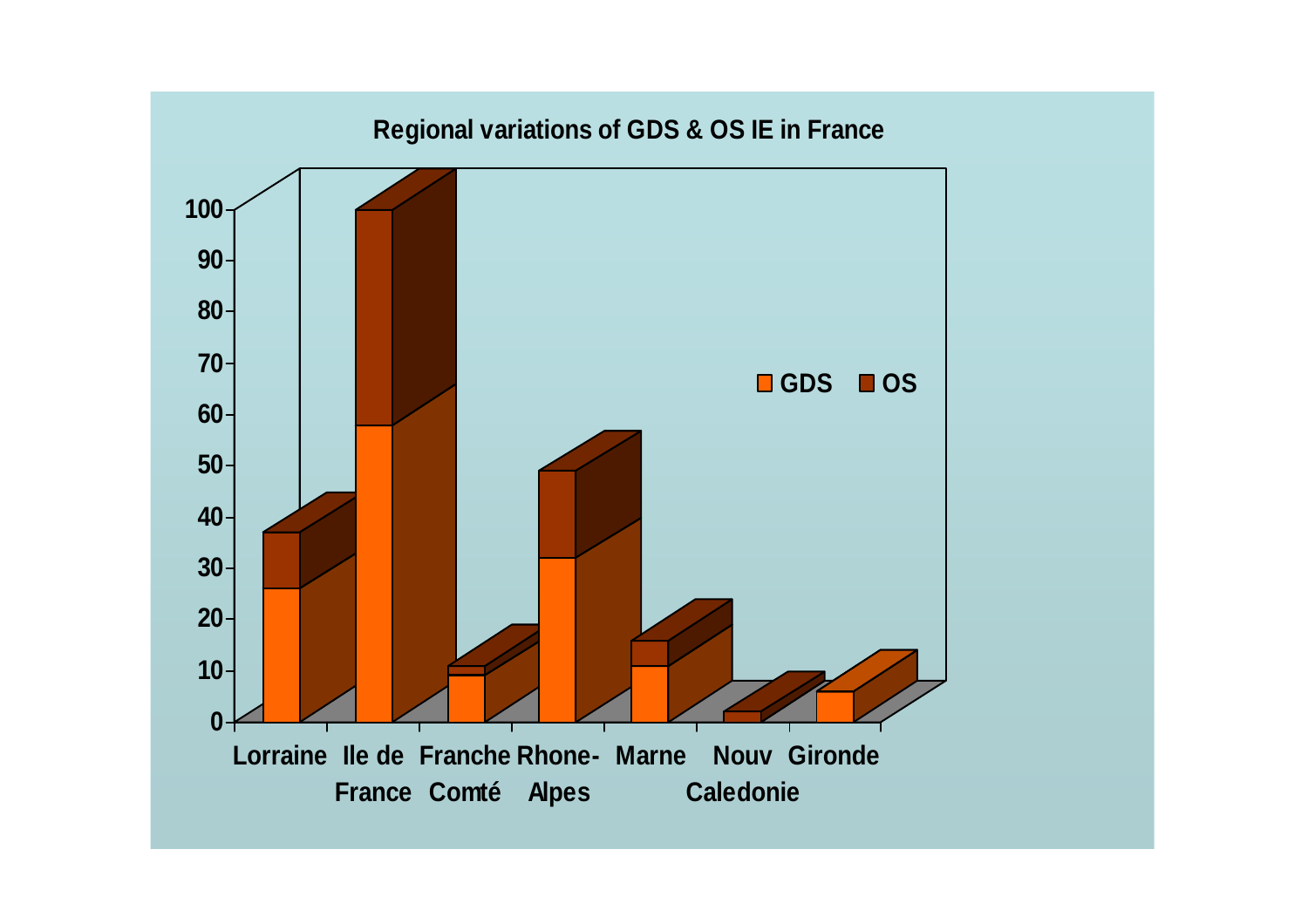**Regional variations of GDS & OS IE in France**

| Region | GDS | OS |
|---|---|---|
| Lorraine | 26 | 11 |
| Ile de France | 58 | 42 |
| Franche Comté | 9 | 2 |
| Rhone-Alpes | 32 | 17 |
| Marne | 11 | 5 |
| Nouv Caledonie | 0 | 2 |
| Gironde | 6 | 0 |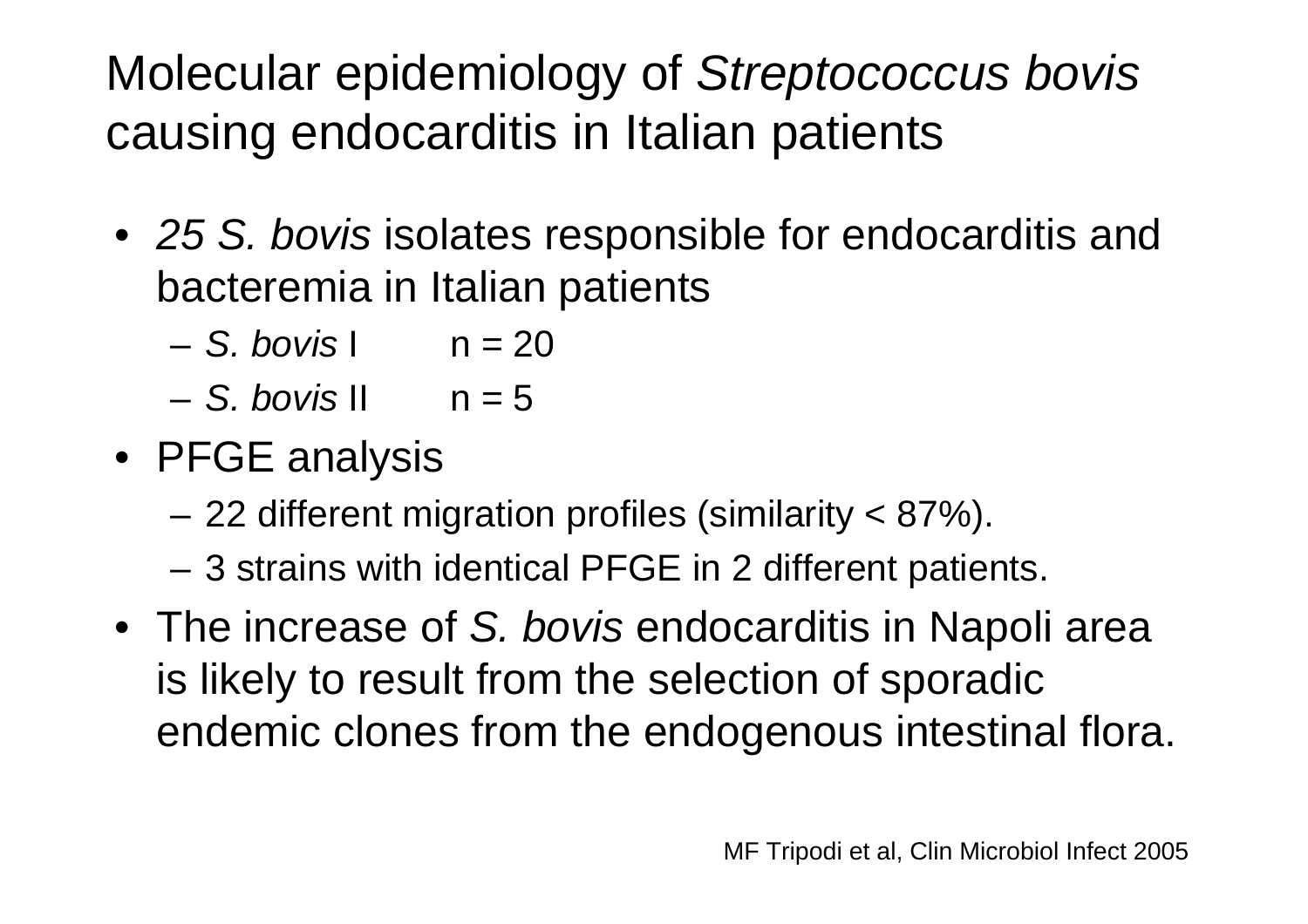# Molecular epidemiology of *Streptococcus bovis* causing endocarditis in Italian patients

- *25 S. bovis* isolates responsible for endocarditis and bacteremia in Italian patients
  - *S. bovis* I  n = 20
  - *S. bovis* II  n = 5
- PFGE analysis
  - 22 different migration profiles (similarity < 87%).
  - 3 strains with identical PFGE in 2 different patients.
- The increase of *S. bovis* endocarditis in Napoli area is likely to result from the selection of sporadic endemic clones from the endogenous intestinal flora.

MF Tripodi et al, Clin Microbiol Infect 2005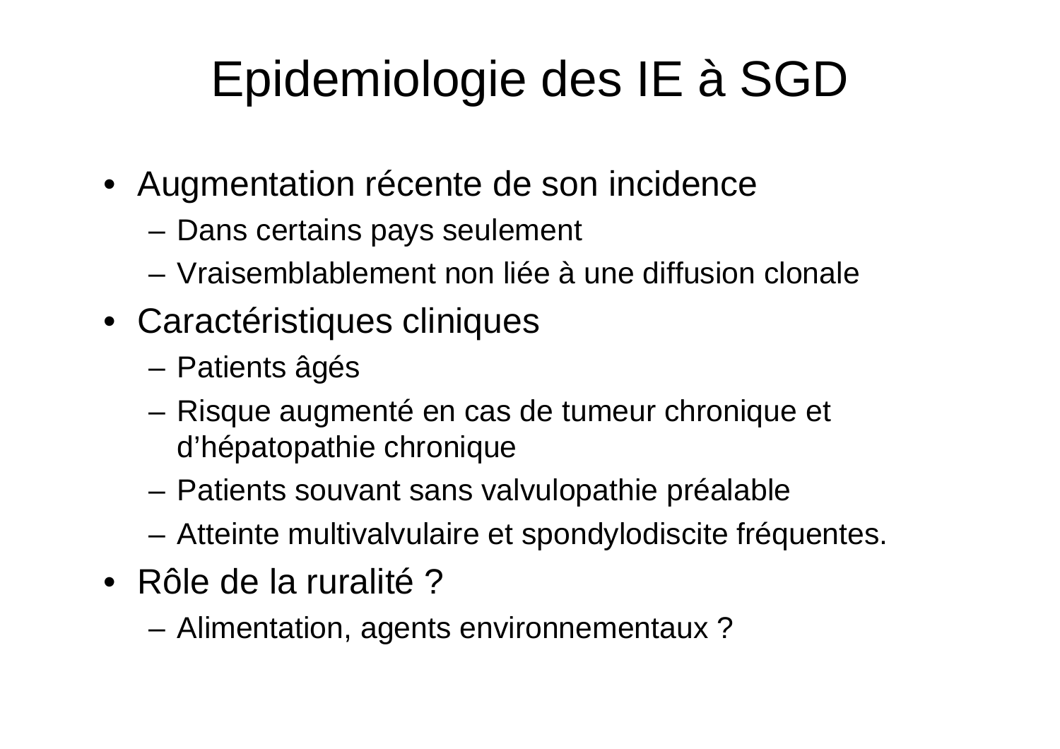# Epidemiologie des IE à SGD

- Augmentation récente de son incidence
  - Dans certains pays seulement
  - Vraisemblablement non liée à une diffusion clonale
- Caractéristiques cliniques
  - Patients âgés
  - Risque augmenté en cas de tumeur chronique et d'hépatopathie chronique
  - Patients souvant sans valvulopathie préalable
  - Atteinte multivalvulaire et spondylodiscite fréquentes.
- Rôle de la ruralité ?
  - Alimentation, agents environnementaux ?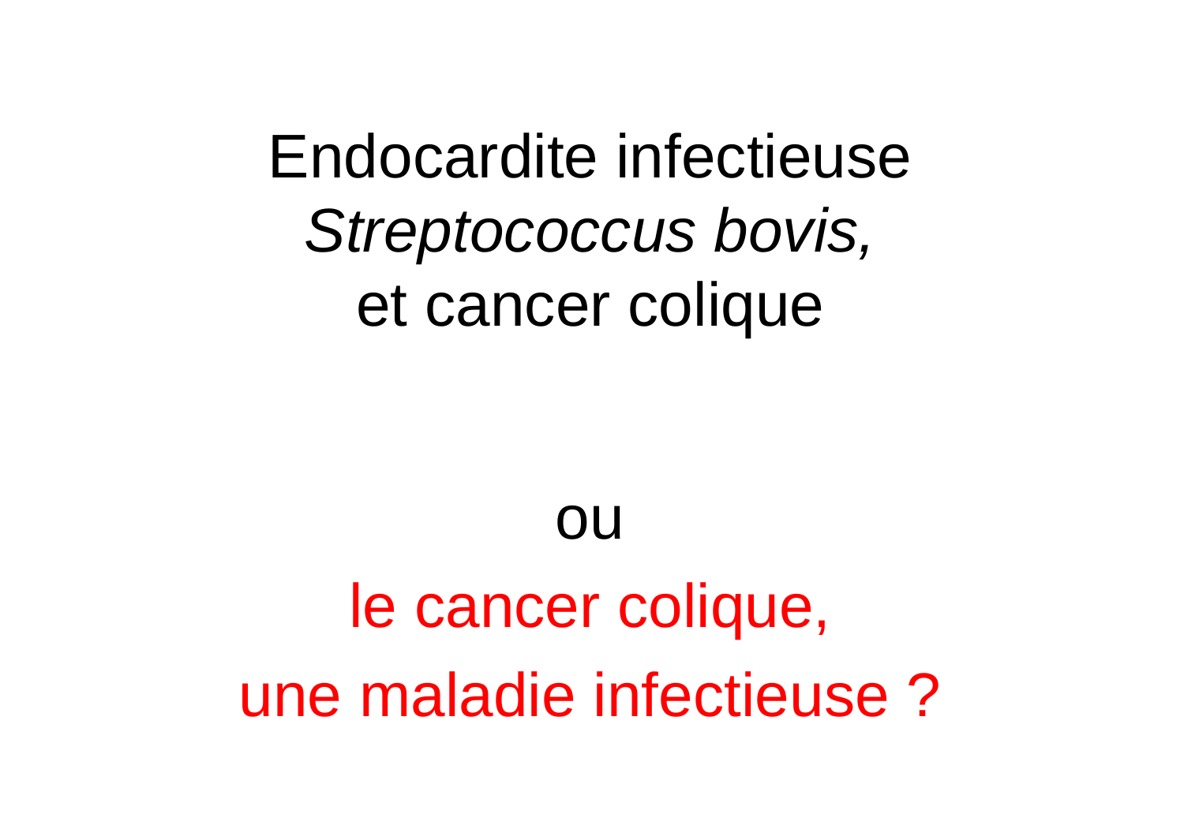Endocardite infectieuse
*Streptococcus bovis,*
et cancer colique

ou

le cancer colique,
une maladie infectieuse ?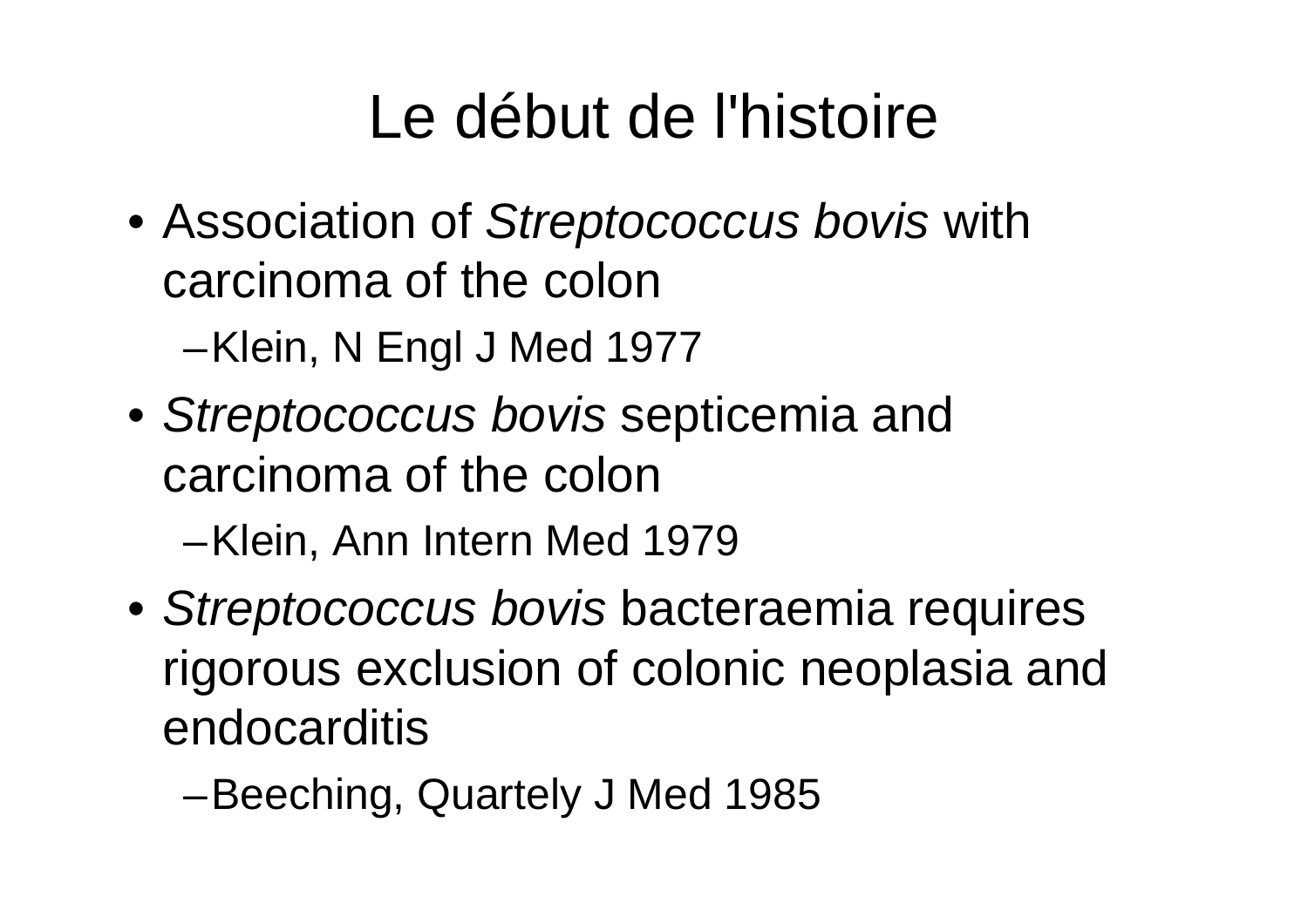# Le début de l'histoire

- Association of *Streptococcus bovis* with carcinoma of the colon
  - Klein, N Engl J Med 1977
- *Streptococcus bovis* septicemia and carcinoma of the colon
  - Klein, Ann Intern Med 1979
- *Streptococcus bovis* bacteraemia requires rigorous exclusion of colonic neoplasia and endocarditis
  - Beeching, Quartely J Med 1985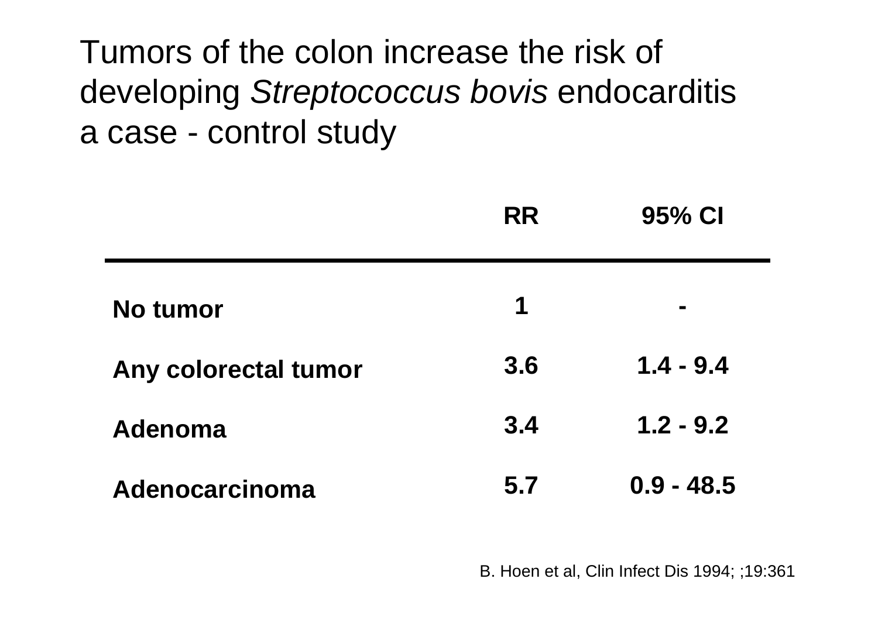# Tumors of the colon increase the risk of developing *Streptococcus bovis* endocarditis a case - control study

| | RR | 95% CI |
|---|---|---|
| **No tumor** | **1** | **-** |
| **Any colorectal tumor** | **3.6** | **1.4 - 9.4** |
| **Adenoma** | **3.4** | **1.2 - 9.2** |
| **Adenocarcinoma** | **5.7** | **0.9 - 48.5** |

B. Hoen et al, Clin Infect Dis 1994; ;19:361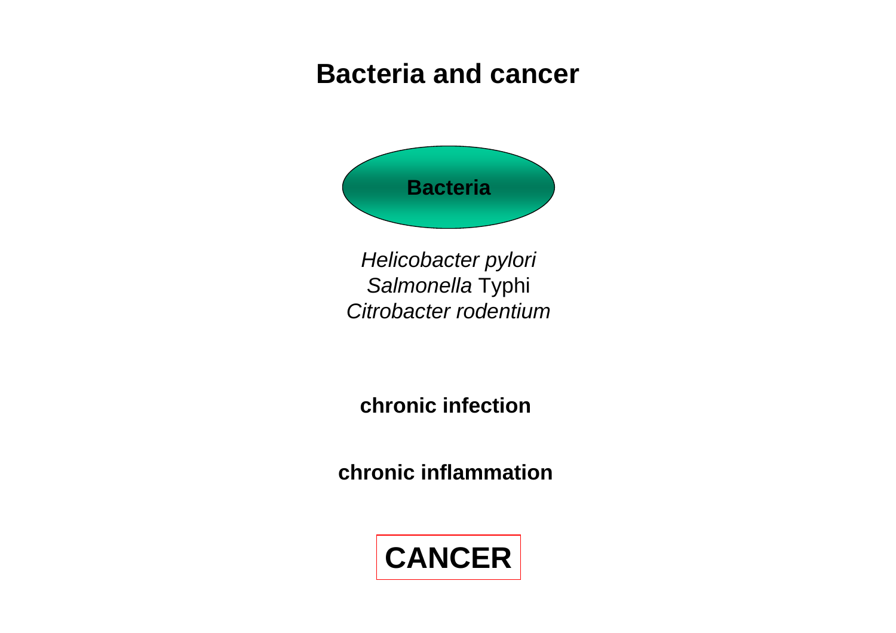# Bacteria and cancer

**Bacteria**

*Helicobacter pylori*
*Salmonella* Typhi
*Citrobacter rodentium*

**chronic infection**

**chronic inflammation**

**CANCER**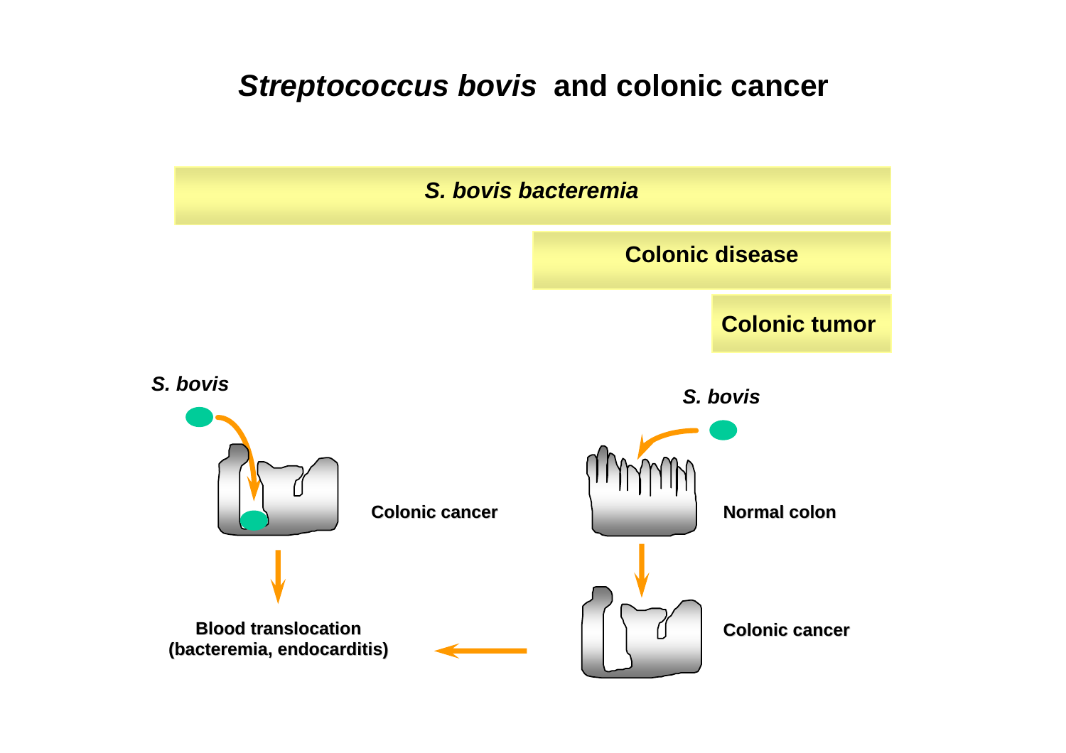# *Streptococcus bovis* and colonic cancer

*S. bovis bacteremia*

Colonic disease

Colonic tumor

*S. bovis*

Colonic cancer

Blood translocation (bacteremia, endocarditis)

*S. bovis*

Normal colon

Colonic cancer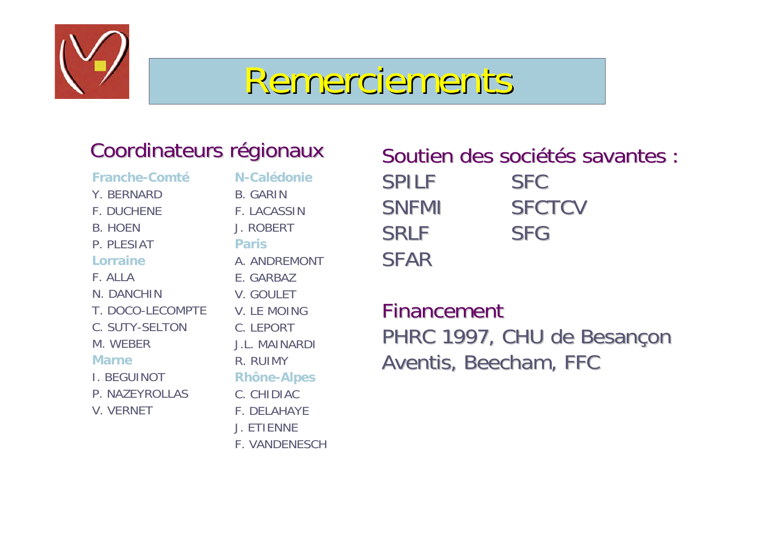# Remerciements

## Coordinateurs régionaux

**Franche-Comté**

Y. BERNARD
F. DUCHENE
B. HOEN
P. PLESIAT

**Lorraine**

F. ALLA
N. DANCHIN
T. DOCO-LECOMPTE
C. SUTY-SELTON
M. WEBER

**Marne**

I. BEGUINOT
P. NAZEYROLLAS
V. VERNET

**N-Calédonie**

B. GARIN
F. LACASSIN
J. ROBERT

**Paris**

A. ANDREMONT
E. GARBAZ
V. GOULET
V. LE MOING
C. LEPORT
J.L. MAINARDI
R. RUIMY

**Rhône-Alpes**

C. CHIDIAC
F. DELAHAYE
J. ETIENNE
F. VANDENESCH

## Soutien des sociétés savantes :

SPILF
SNFMI
SRLF
SFAR
SFC
SFCTCV
SFG

## Financement

PHRC 1997, CHU de Besançon
Aventis, Beecham, FFC